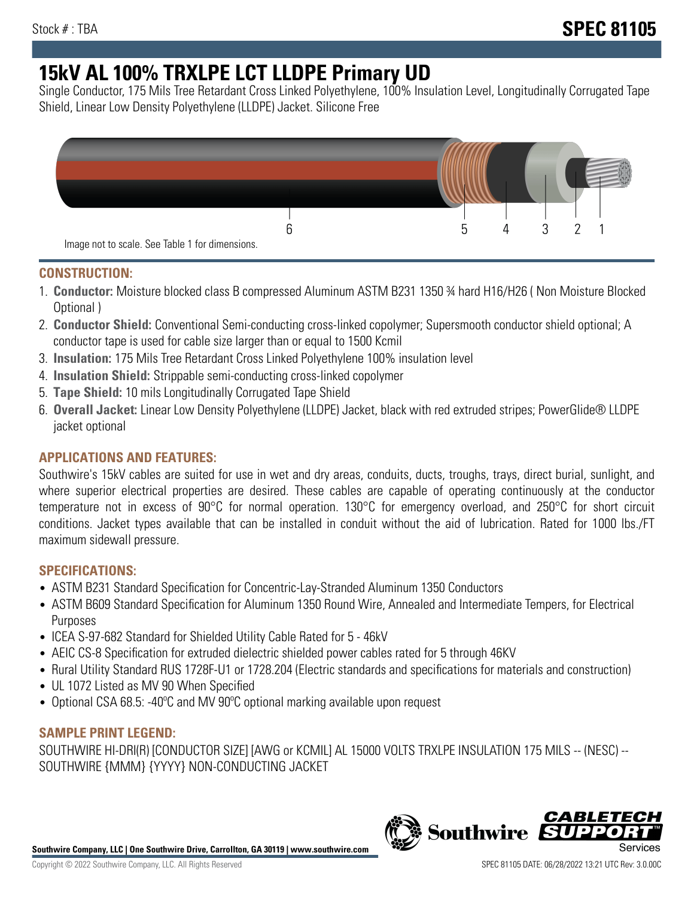Stock # : TBA

# SPEC 81105

# 15kV AL 100% TRXLPE LCT LLDPE Primary UD

Single Conductor, 175 Mils Tree Retardant Cross Linked Polyethylene, 100% Insulation Level, Longitudinally Corrugated Tape Shield, Linear Low Density Polyethylene (LLDPE) Jacket. Silicone Free

6 5 4 3 2 1

Image not to scale. See Table 1 for dimensions.

## CONSTRUCTION:

1. **Conductor:** Moisture blocked class B compressed Aluminum ASTM B231 1350 ¾ hard H16/H26 ( Non Moisture Blocked Optional )
2. **Conductor Shield:** Conventional Semi-conducting cross-linked copolymer; Supersmooth conductor shield optional; A conductor tape is used for cable size larger than or equal to 1500 Kcmil
3. **Insulation:** 175 Mils Tree Retardant Cross Linked Polyethylene 100% insulation level
4. **Insulation Shield:** Strippable semi-conducting cross-linked copolymer
5. **Tape Shield:** 10 mils Longitudinally Corrugated Tape Shield
6. **Overall Jacket:** Linear Low Density Polyethylene (LLDPE) Jacket, black with red extruded stripes; PowerGlide® LLDPE jacket optional

## APPLICATIONS AND FEATURES:

Southwire's 15kV cables are suited for use in wet and dry areas, conduits, ducts, troughs, trays, direct burial, sunlight, and where superior electrical properties are desired. These cables are capable of operating continuously at the conductor temperature not in excess of 90°C for normal operation. 130°C for emergency overload, and 250°C for short circuit conditions. Jacket types available that can be installed in conduit without the aid of lubrication. Rated for 1000 lbs./FT maximum sidewall pressure.

## SPECIFICATIONS:

- ASTM B231 Standard Specification for Concentric-Lay-Stranded Aluminum 1350 Conductors
- ASTM B609 Standard Specification for Aluminum 1350 Round Wire, Annealed and Intermediate Tempers, for Electrical Purposes
- ICEA S-97-682 Standard for Shielded Utility Cable Rated for 5 - 46kV
- AEIC CS-8 Specification for extruded dielectric shielded power cables rated for 5 through 46KV
- Rural Utility Standard RUS 1728F-U1 or 1728.204 (Electric standards and specifications for materials and construction)
- UL 1072 Listed as MV 90 When Specified
- Optional CSA 68.5: -40ºC and MV 90ºC optional marking available upon request

## SAMPLE PRINT LEGEND:

SOUTHWIRE HI-DRI(R) [CONDUCTOR SIZE] [AWG or KCMIL] AL 15000 VOLTS TRXLPE INSULATION 175 MILS -- (NESC) -- SOUTHWIRE {MMM} {YYYY} NON-CONDUCTING JACKET

**Southwire Company, LLC | One Southwire Drive, Carrollton, GA 30119 | www.southwire.com**

Copyright © 2022 Southwire Company, LLC. All Rights Reserved

SPEC 81105 DATE: 06/28/2022 13:21 UTC Rev: 3.0.00C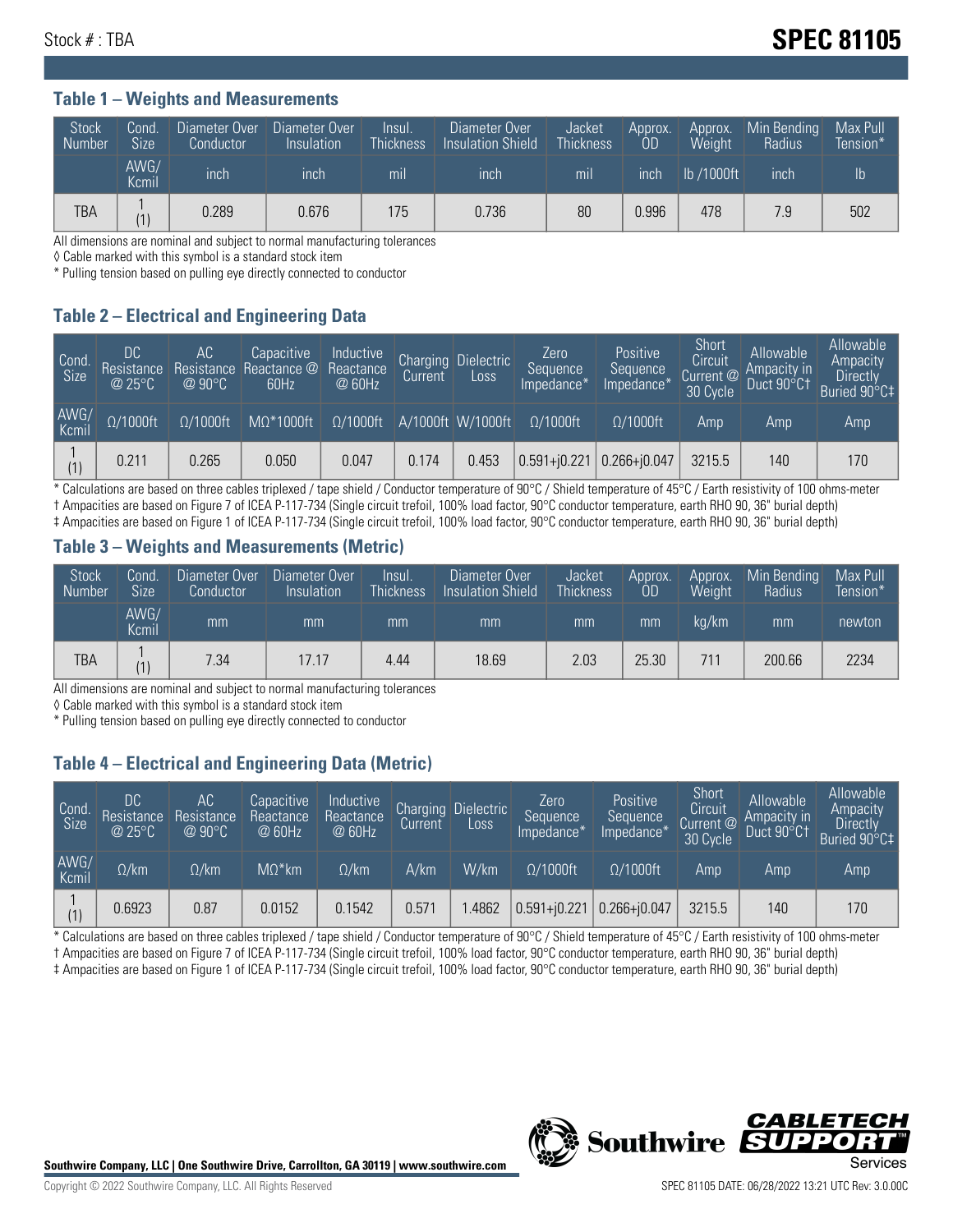Stock # : TBA

# SPEC 81105

## Table 1 – Weights and Measurements

| Stock Number | Cond. Size | Diameter Over Conductor | Diameter Over Insulation | Insul. Thickness | Diameter Over Insulation Shield | Jacket Thickness | Approx. OD | Approx. Weight | Min Bending Radius | Max Pull Tension* |
|---|---|---|---|---|---|---|---|---|---|---|
| | AWG/ Kcmil | inch | inch | mil | inch | mil | inch | lb /1000ft | inch | lb |
| TBA | 1 (1) | 0.289 | 0.676 | 175 | 0.736 | 80 | 0.996 | 478 | 7.9 | 502 |

All dimensions are nominal and subject to normal manufacturing tolerances

◊ Cable marked with this symbol is a standard stock item

* Pulling tension based on pulling eye directly connected to conductor

## Table 2 – Electrical and Engineering Data

| Cond. Size | DC Resistance @ 25°C | AC Resistance @ 90°C | Capacitive Reactance @ 60Hz | Inductive Reactance @ 60Hz | Charging Current | Dielectric Loss | Zero Sequence Impedance* | Positive Sequence Impedance* | Short Circuit Current @ 30 Cycle | Allowable Ampacity in Duct 90°C† | Allowable Ampacity Directly Buried 90°C‡ |
|---|---|---|---|---|---|---|---|---|---|---|---|
| AWG/ Kcmil | Ω/1000ft | Ω/1000ft | MΩ*1000ft | Ω/1000ft | A/1000ft | W/1000ft | Ω/1000ft | Ω/1000ft | Amp | Amp | Amp |
| 1 (1) | 0.211 | 0.265 | 0.050 | 0.047 | 0.174 | 0.453 | 0.591+j0.221 | 0.266+j0.047 | 3215.5 | 140 | 170 |

* Calculations are based on three cables triplexed / tape shield / Conductor temperature of 90°C / Shield temperature of 45°C / Earth resistivity of 100 ohms-meter

† Ampacities are based on Figure 7 of ICEA P-117-734 (Single circuit trefoil, 100% load factor, 90°C conductor temperature, earth RHO 90, 36" burial depth)

‡ Ampacities are based on Figure 1 of ICEA P-117-734 (Single circuit trefoil, 100% load factor, 90°C conductor temperature, earth RHO 90, 36" burial depth)

## Table 3 – Weights and Measurements (Metric)

| Stock Number | Cond. Size | Diameter Over Conductor | Diameter Over Insulation | Insul. Thickness | Diameter Over Insulation Shield | Jacket Thickness | Approx. OD | Approx. Weight | Min Bending Radius | Max Pull Tension* |
|---|---|---|---|---|---|---|---|---|---|---|
| | AWG/ Kcmil | mm | mm | mm | mm | mm | mm | kg/km | mm | newton |
| TBA | 1 (1) | 7.34 | 17.17 | 4.44 | 18.69 | 2.03 | 25.30 | 711 | 200.66 | 2234 |

All dimensions are nominal and subject to normal manufacturing tolerances

◊ Cable marked with this symbol is a standard stock item

* Pulling tension based on pulling eye directly connected to conductor

## Table 4 – Electrical and Engineering Data (Metric)

| Cond. Size | DC Resistance @ 25°C | AC Resistance @ 90°C | Capacitive Reactance @ 60Hz | Inductive Reactance @ 60Hz | Charging Current | Dielectric Loss | Zero Sequence Impedance* | Positive Sequence Impedance* | Short Circuit Current @ 30 Cycle | Allowable Ampacity in Duct 90°C† | Allowable Ampacity Directly Buried 90°C‡ |
|---|---|---|---|---|---|---|---|---|---|---|---|
| AWG/ Kcmil | Ω/km | Ω/km | MΩ*km | Ω/km | A/km | W/km | Ω/1000ft | Ω/1000ft | Amp | Amp | Amp |
| 1 (1) | 0.6923 | 0.87 | 0.0152 | 0.1542 | 0.571 | 1.4862 | 0.591+j0.221 | 0.266+j0.047 | 3215.5 | 140 | 170 |

* Calculations are based on three cables triplexed / tape shield / Conductor temperature of 90°C / Shield temperature of 45°C / Earth resistivity of 100 ohms-meter

† Ampacities are based on Figure 7 of ICEA P-117-734 (Single circuit trefoil, 100% load factor, 90°C conductor temperature, earth RHO 90, 36" burial depth)

‡ Ampacities are based on Figure 1 of ICEA P-117-734 (Single circuit trefoil, 100% load factor, 90°C conductor temperature, earth RHO 90, 36" burial depth)

**Southwire Company, LLC | One Southwire Drive, Carrollton, GA 30119 | www.southwire.com**

Copyright © 2022 Southwire Company, LLC. All Rights Reserved

SPEC 81105 DATE: 06/28/2022 13:21 UTC Rev: 3.0.00C